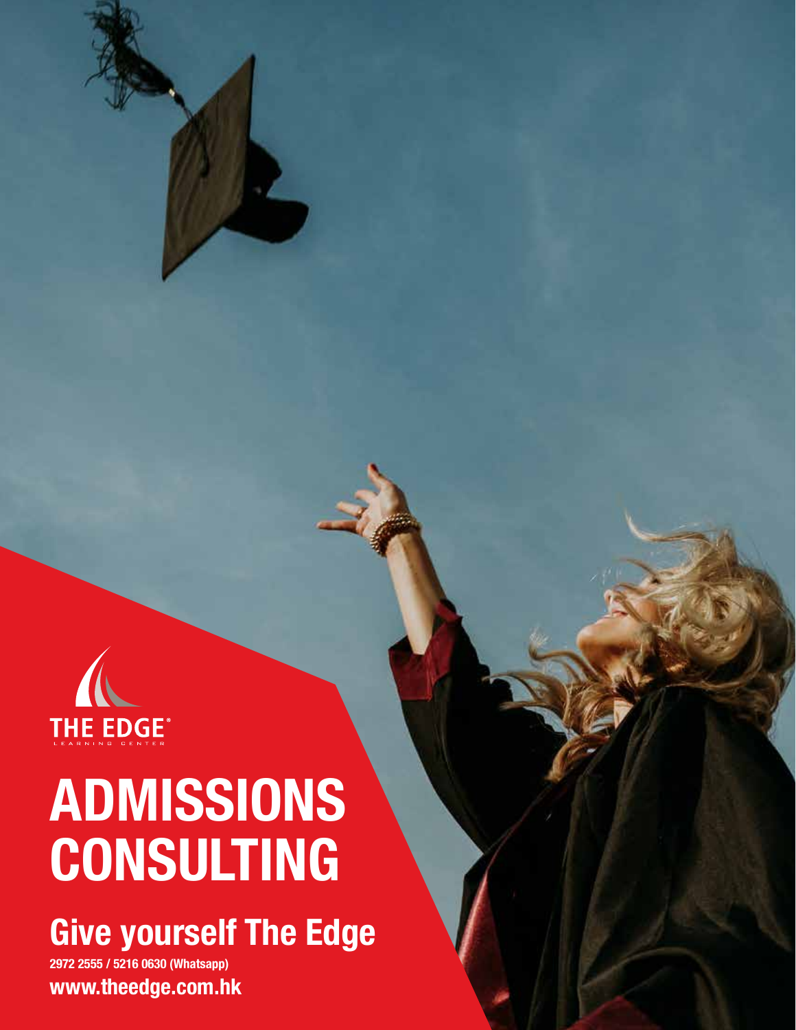THE EDGE®
LEARNING CENTER

# ADMISSIONS CONSULTING

## Give yourself The Edge

2972 2555 / 5216 0630 (Whatsapp)

www.theedge.com.hk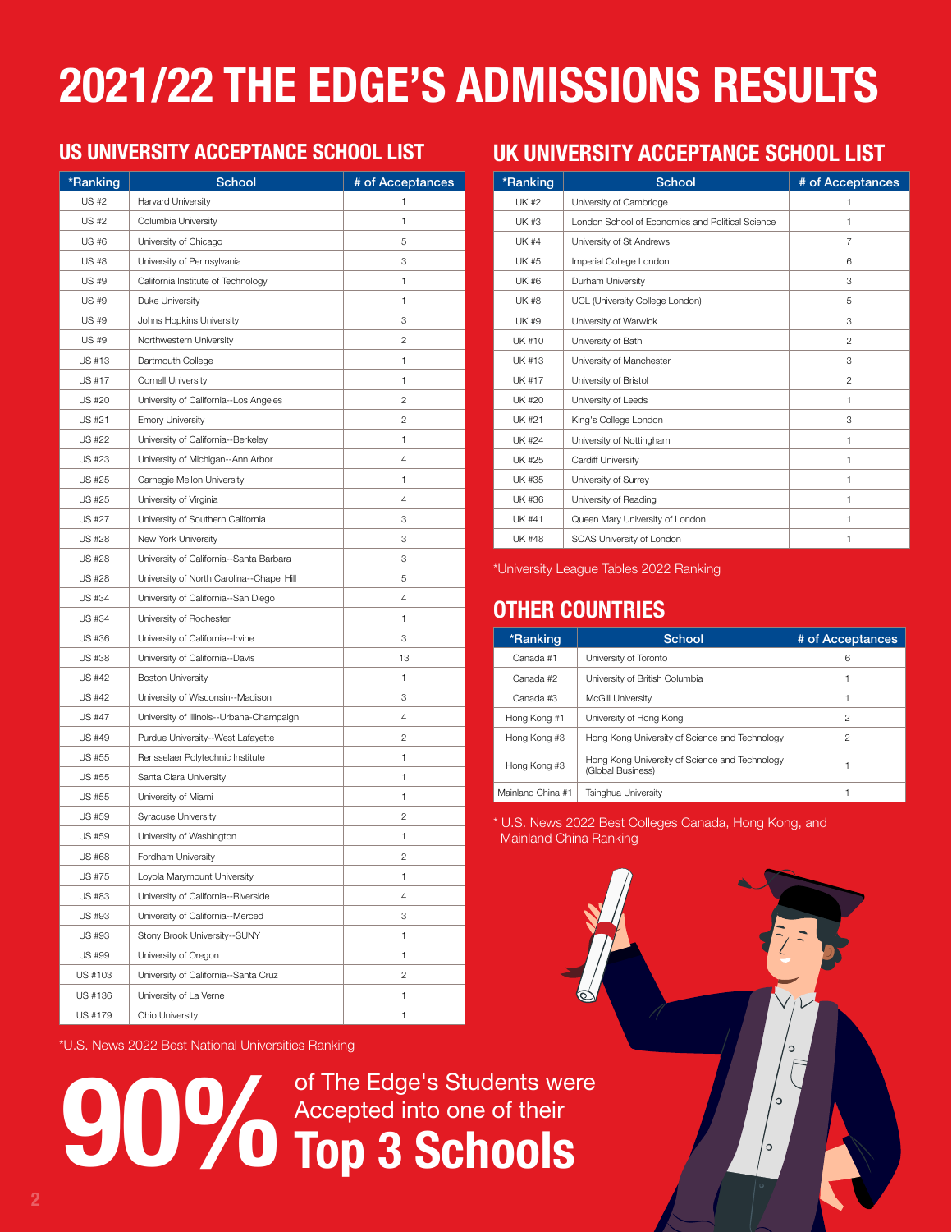# 2021/22 THE EDGE'S ADMISSIONS RESULTS

## US UNIVERSITY ACCEPTANCE SCHOOL LIST

| *Ranking | School | # of Acceptances |
|---|---|---|
| US #2 | Harvard University | 1 |
| US #2 | Columbia University | 1 |
| US #6 | University of Chicago | 5 |
| US #8 | University of Pennsylvania | 3 |
| US #9 | California Institute of Technology | 1 |
| US #9 | Duke University | 1 |
| US #9 | Johns Hopkins University | 3 |
| US #9 | Northwestern University | 2 |
| US #13 | Dartmouth College | 1 |
| US #17 | Cornell University | 1 |
| US #20 | University of California--Los Angeles | 2 |
| US #21 | Emory University | 2 |
| US #22 | University of California--Berkeley | 1 |
| US #23 | University of Michigan--Ann Arbor | 4 |
| US #25 | Carnegie Mellon University | 1 |
| US #25 | University of Virginia | 4 |
| US #27 | University of Southern California | 3 |
| US #28 | New York University | 3 |
| US #28 | University of California--Santa Barbara | 3 |
| US #28 | University of North Carolina--Chapel Hill | 5 |
| US #34 | University of California--San Diego | 4 |
| US #34 | University of Rochester | 1 |
| US #36 | University of California--Irvine | 3 |
| US #38 | University of California--Davis | 13 |
| US #42 | Boston University | 1 |
| US #42 | University of Wisconsin--Madison | 3 |
| US #47 | University of Illinois--Urbana-Champaign | 4 |
| US #49 | Purdue University--West Lafayette | 2 |
| US #55 | Rensselaer Polytechnic Institute | 1 |
| US #55 | Santa Clara University | 1 |
| US #55 | University of Miami | 1 |
| US #59 | Syracuse University | 2 |
| US #59 | University of Washington | 1 |
| US #68 | Fordham University | 2 |
| US #75 | Loyola Marymount University | 1 |
| US #83 | University of California--Riverside | 4 |
| US #93 | University of California--Merced | 3 |
| US #93 | Stony Brook University--SUNY | 1 |
| US #99 | University of Oregon | 1 |
| US #103 | University of California--Santa Cruz | 2 |
| US #136 | University of La Verne | 1 |
| US #179 | Ohio University | 1 |

*U.S. News 2022 Best National Universities Ranking

## UK UNIVERSITY ACCEPTANCE SCHOOL LIST

| *Ranking | School | # of Acceptances |
|---|---|---|
| UK #2 | University of Cambridge | 1 |
| UK #3 | London School of Economics and Political Science | 1 |
| UK #4 | University of St Andrews | 7 |
| UK #5 | Imperial College London | 6 |
| UK #6 | Durham University | 3 |
| UK #8 | UCL (University College London) | 5 |
| UK #9 | University of Warwick | 3 |
| UK #10 | University of Bath | 2 |
| UK #13 | University of Manchester | 3 |
| UK #17 | University of Bristol | 2 |
| UK #20 | University of Leeds | 1 |
| UK #21 | King's College London | 3 |
| UK #24 | University of Nottingham | 1 |
| UK #25 | Cardiff University | 1 |
| UK #35 | University of Surrey | 1 |
| UK #36 | University of Reading | 1 |
| UK #41 | Queen Mary University of London | 1 |
| UK #48 | SOAS University of London | 1 |

*University League Tables 2022 Ranking

## OTHER COUNTRIES

| *Ranking | School | # of Acceptances |
|---|---|---|
| Canada #1 | University of Toronto | 6 |
| Canada #2 | University of British Columbia | 1 |
| Canada #3 | McGill University | 1 |
| Hong Kong #1 | University of Hong Kong | 2 |
| Hong Kong #3 | Hong Kong University of Science and Technology | 2 |
| Hong Kong #3 | Hong Kong University of Science and Technology (Global Business) | 1 |
| Mainland China #1 | Tsinghua University | 1 |

* U.S. News 2022 Best Colleges Canada, Hong Kong, and Mainland China Ranking

**90%** of The Edge's Students were Accepted into one of their **Top 3 Schools**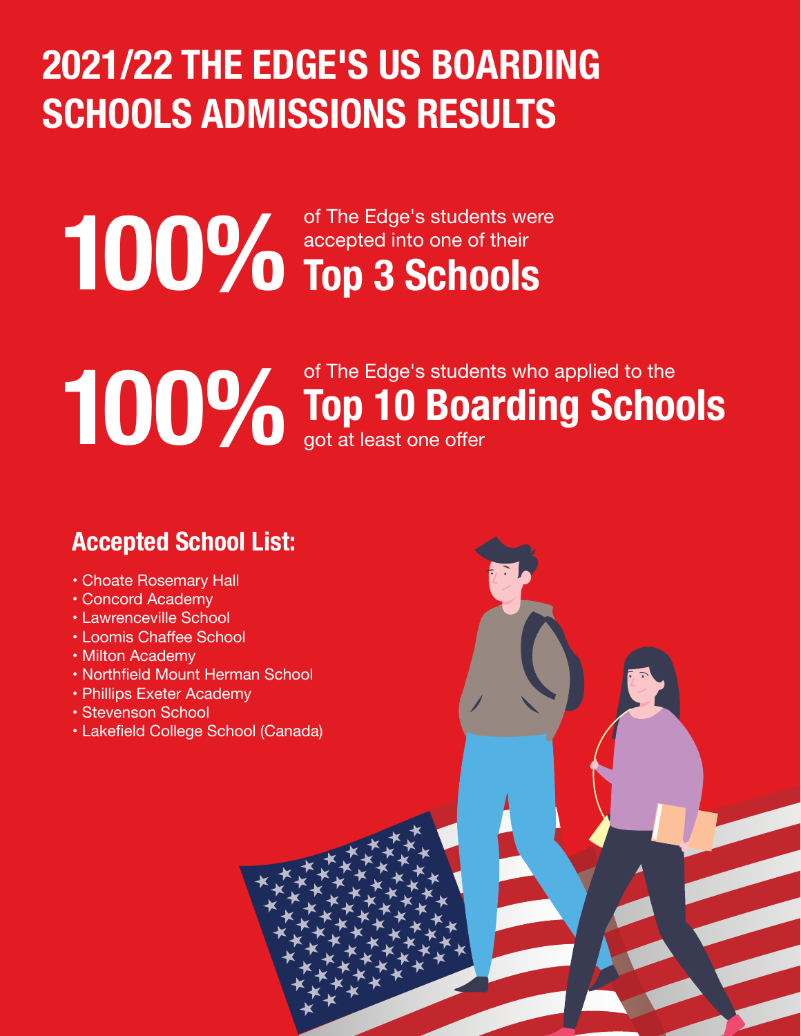# 2021/22 THE EDGE'S US BOARDING SCHOOLS ADMISSIONS RESULTS

**100%** of The Edge's students were accepted into one of their **Top 3 Schools**

**100%** of The Edge's students who applied to the **Top 10 Boarding Schools** got at least one offer

## Accepted School List:

- Choate Rosemary Hall
- Concord Academy
- Lawrenceville School
- Loomis Chaffee School
- Milton Academy
- Northfield Mount Herman School
- Phillips Exeter Academy
- Stevenson School
- Lakefield College School (Canada)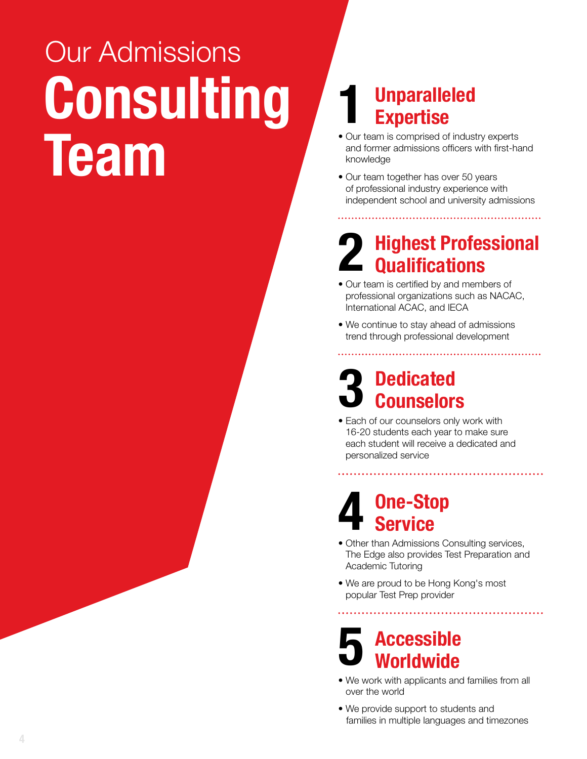# Our Admissions Consulting Team

## 1 Unparalleled Expertise

- Our team is comprised of industry experts and former admissions officers with first-hand knowledge
- Our team together has over 50 years of professional industry experience with independent school and university admissions

## 2 Highest Professional Qualifications

- Our team is certified by and members of professional organizations such as NACAC, International ACAC, and IECA
- We continue to stay ahead of admissions trend through professional development

## 3 Dedicated Counselors

- Each of our counselors only work with 16-20 students each year to make sure each student will receive a dedicated and personalized service

## 4 One-Stop Service

- Other than Admissions Consulting services, The Edge also provides Test Preparation and Academic Tutoring
- We are proud to be Hong Kong's most popular Test Prep provider

## 5 Accessible Worldwide

- We work with applicants and families from all over the world
- We provide support to students and families in multiple languages and timezones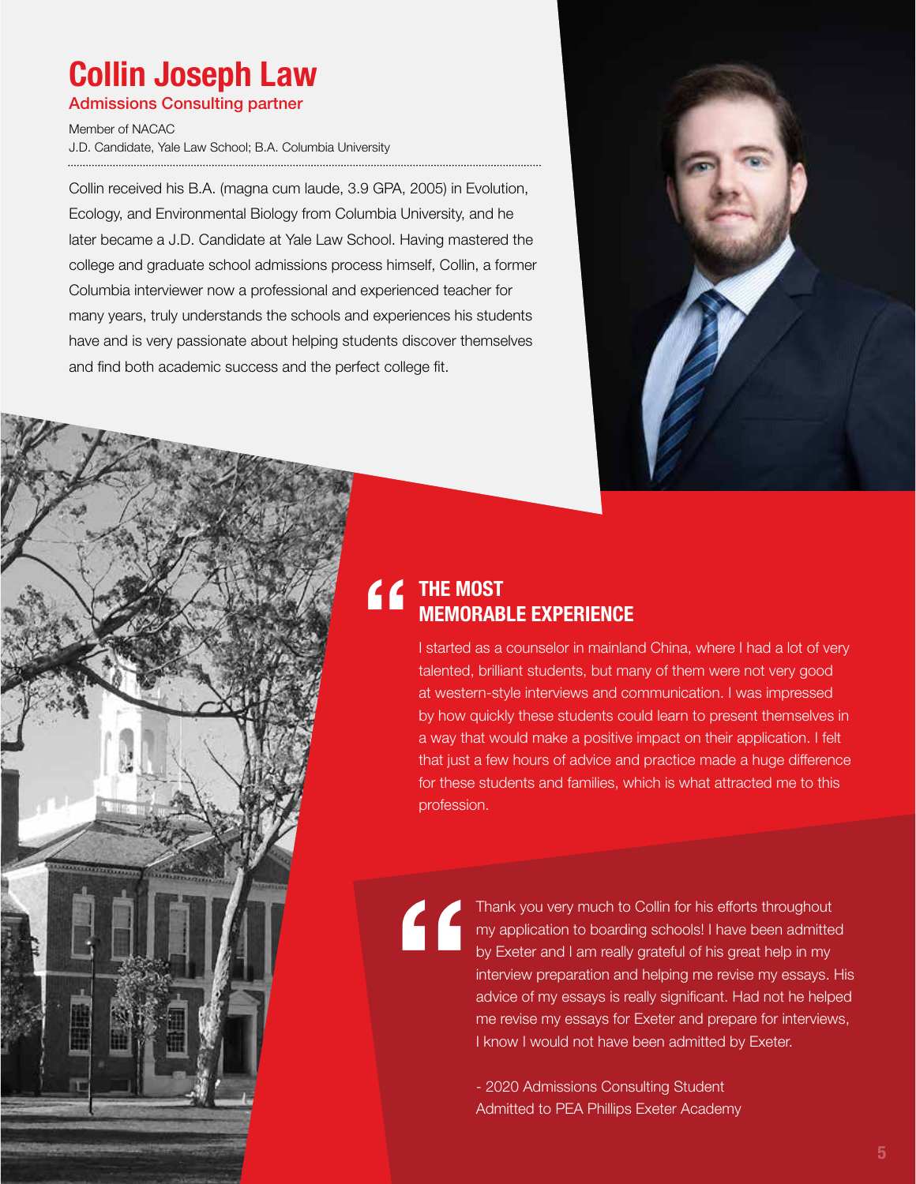# Collin Joseph Law

## Admissions Consulting partner

Member of NACAC
J.D. Candidate, Yale Law School; B.A. Columbia University

Collin received his B.A. (magna cum laude, 3.9 GPA, 2005) in Evolution, Ecology, and Environmental Biology from Columbia University, and he later became a J.D. Candidate at Yale Law School. Having mastered the college and graduate school admissions process himself, Collin, a former Columbia interviewer now a professional and experienced teacher for many years, truly understands the schools and experiences his students have and is very passionate about helping students discover themselves and find both academic success and the perfect college fit.

### THE MOST MEMORABLE EXPERIENCE

I started as a counselor in mainland China, where I had a lot of very talented, brilliant students, but many of them were not very good at western-style interviews and communication. I was impressed by how quickly these students could learn to present themselves in a way that would make a positive impact on their application. I felt that just a few hours of advice and practice made a huge difference for these students and families, which is what attracted me to this profession.

> Thank you very much to Collin for his efforts throughout my application to boarding schools! I have been admitted by Exeter and I am really grateful of his great help in my interview preparation and helping me revise my essays. His advice of my essays is really significant. Had not he helped me revise my essays for Exeter and prepare for interviews, I know I would not have been admitted by Exeter.
>
> - 2020 Admissions Consulting Student
> Admitted to PEA Phillips Exeter Academy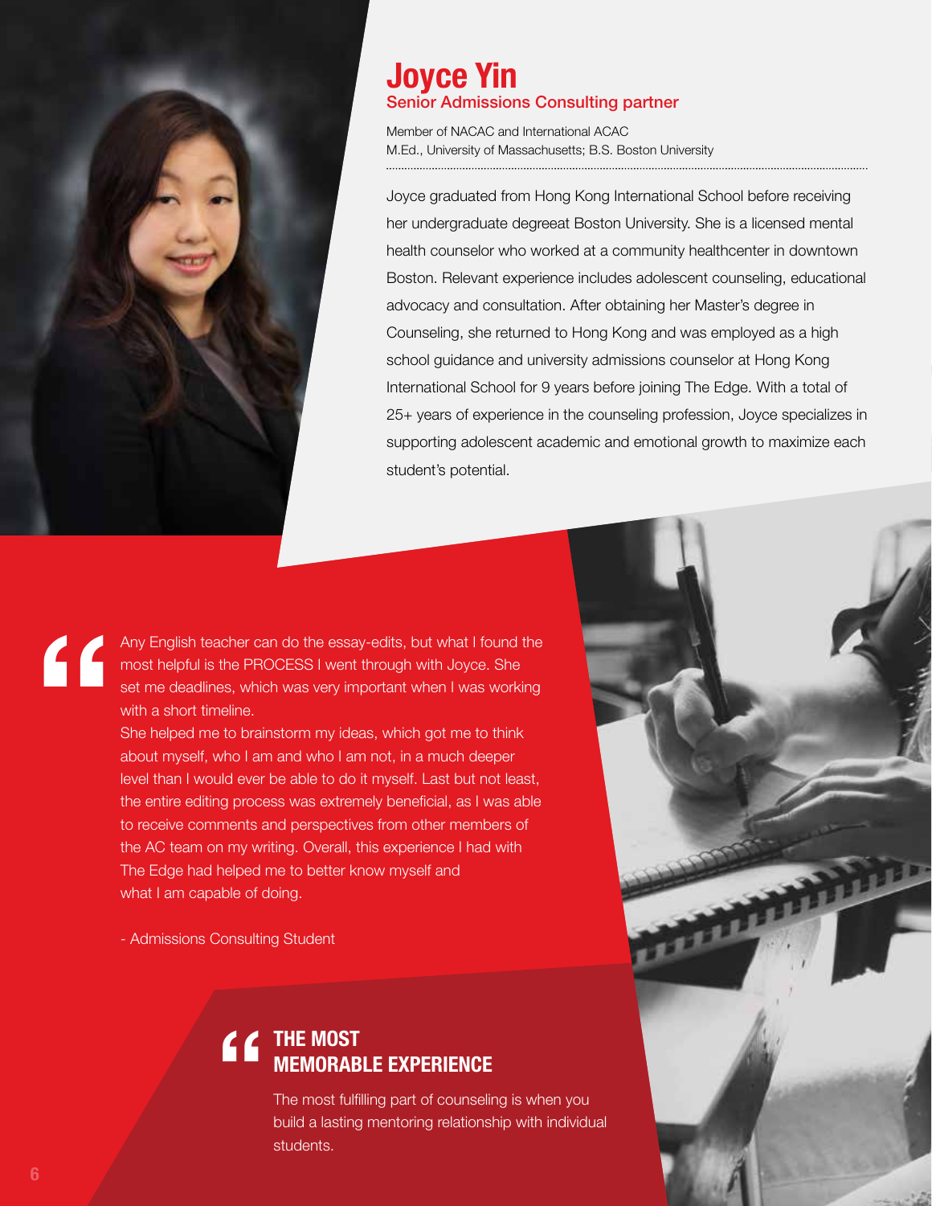# Joyce Yin

## Senior Admissions Consulting partner

Member of NACAC and International ACAC
M.Ed., University of Massachusetts; B.S. Boston University

Joyce graduated from Hong Kong International School before receiving her undergraduate degreeat Boston University. She is a licensed mental health counselor who worked at a community healthcenter in downtown Boston. Relevant experience includes adolescent counseling, educational advocacy and consultation. After obtaining her Master's degree in Counseling, she returned to Hong Kong and was employed as a high school guidance and university admissions counselor at Hong Kong International School for 9 years before joining The Edge. With a total of 25+ years of experience in the counseling profession, Joyce specializes in supporting adolescent academic and emotional growth to maximize each student's potential.

> Any English teacher can do the essay-edits, but what I found the most helpful is the PROCESS I went through with Joyce. She set me deadlines, which was very important when I was working with a short timeline.
>
> She helped me to brainstorm my ideas, which got me to think about myself, who I am and who I am not, in a much deeper level than I would ever be able to do it myself. Last but not least, the entire editing process was extremely beneficial, as I was able to receive comments and perspectives from other members of the AC team on my writing. Overall, this experience I had with The Edge had helped me to better know myself and what I am capable of doing.
>
> - Admissions Consulting Student

### THE MOST MEMORABLE EXPERIENCE

The most fulfilling part of counseling is when you build a lasting mentoring relationship with individual students.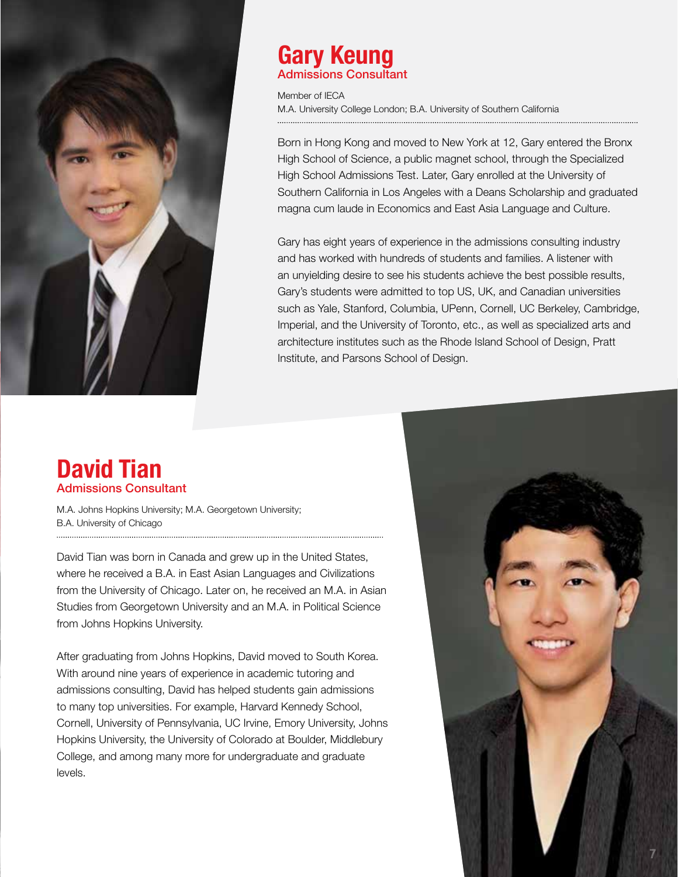## Gary Keung

**Admissions Consultant**

Member of IECA
M.A. University College London; B.A. University of Southern California

Born in Hong Kong and moved to New York at 12, Gary entered the Bronx High School of Science, a public magnet school, through the Specialized High School Admissions Test. Later, Gary enrolled at the University of Southern California in Los Angeles with a Deans Scholarship and graduated magna cum laude in Economics and East Asia Language and Culture.

Gary has eight years of experience in the admissions consulting industry and has worked with hundreds of students and families. A listener with an unyielding desire to see his students achieve the best possible results, Gary's students were admitted to top US, UK, and Canadian universities such as Yale, Stanford, Columbia, UPenn, Cornell, UC Berkeley, Cambridge, Imperial, and the University of Toronto, etc., as well as specialized arts and architecture institutes such as the Rhode Island School of Design, Pratt Institute, and Parsons School of Design.

## David Tian

**Admissions Consultant**

M.A. Johns Hopkins University; M.A. Georgetown University;
B.A. University of Chicago

David Tian was born in Canada and grew up in the United States, where he received a B.A. in East Asian Languages and Civilizations from the University of Chicago. Later on, he received an M.A. in Asian Studies from Georgetown University and an M.A. in Political Science from Johns Hopkins University.

After graduating from Johns Hopkins, David moved to South Korea. With around nine years of experience in academic tutoring and admissions consulting, David has helped students gain admissions to many top universities. For example, Harvard Kennedy School, Cornell, University of Pennsylvania, UC Irvine, Emory University, Johns Hopkins University, the University of Colorado at Boulder, Middlebury College, and among many more for undergraduate and graduate levels.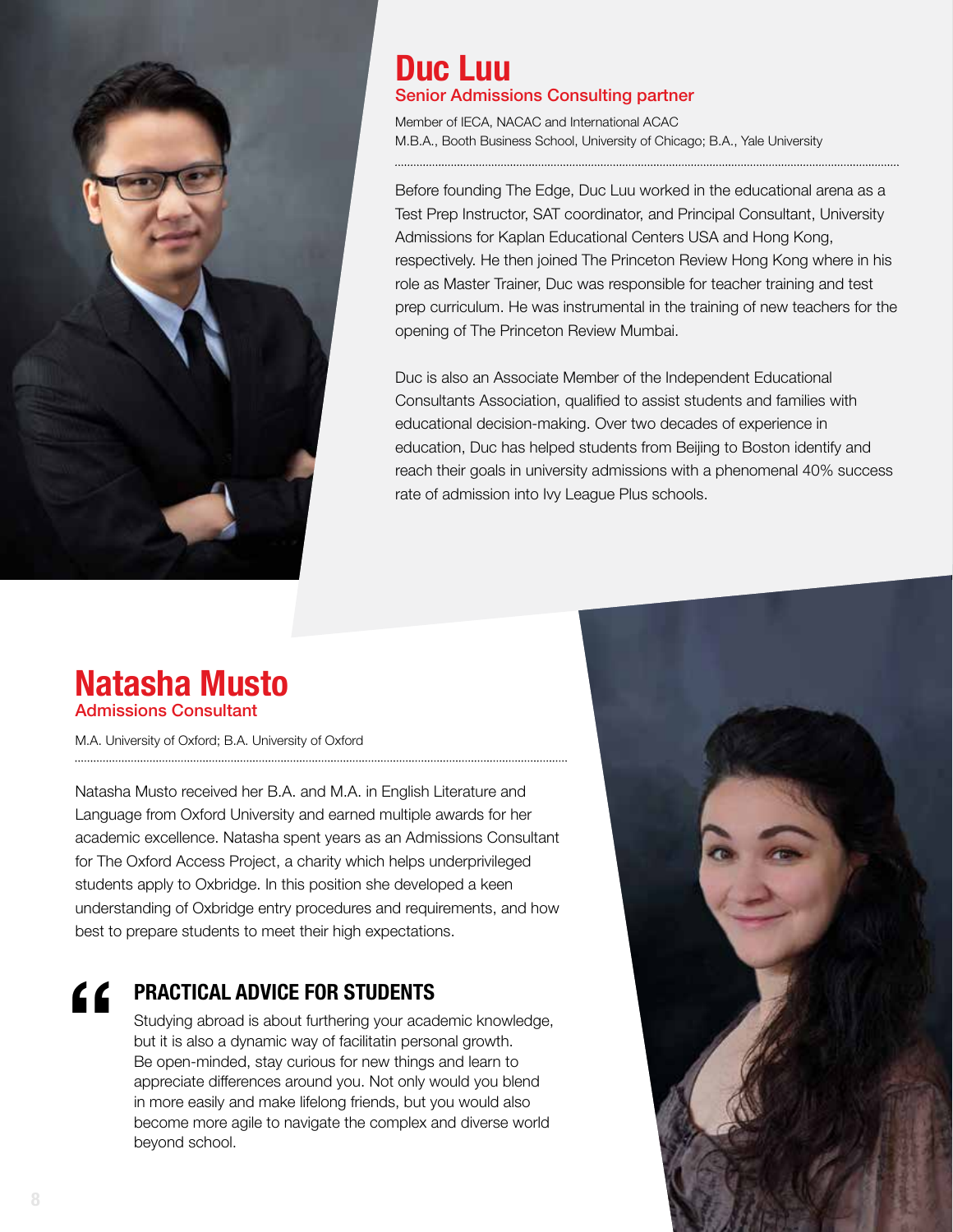## Duc Luu

### Senior Admissions Consulting partner

Member of IECA, NACAC and International ACAC
M.B.A., Booth Business School, University of Chicago; B.A., Yale University

Before founding The Edge, Duc Luu worked in the educational arena as a Test Prep Instructor, SAT coordinator, and Principal Consultant, University Admissions for Kaplan Educational Centers USA and Hong Kong, respectively. He then joined The Princeton Review Hong Kong where in his role as Master Trainer, Duc was responsible for teacher training and test prep curriculum. He was instrumental in the training of new teachers for the opening of The Princeton Review Mumbai.

Duc is also an Associate Member of the Independent Educational Consultants Association, qualified to assist students and families with educational decision-making. Over two decades of experience in education, Duc has helped students from Beijing to Boston identify and reach their goals in university admissions with a phenomenal 40% success rate of admission into Ivy League Plus schools.

## Natasha Musto

### Admissions Consultant

M.A. University of Oxford; B.A. University of Oxford

Natasha Musto received her B.A. and M.A. in English Literature and Language from Oxford University and earned multiple awards for her academic excellence. Natasha spent years as an Admissions Consultant for The Oxford Access Project, a charity which helps underprivileged students apply to Oxbridge. In this position she developed a keen understanding of Oxbridge entry procedures and requirements, and how best to prepare students to meet their high expectations.

### PRACTICAL ADVICE FOR STUDENTS

Studying abroad is about furthering your academic knowledge, but it is also a dynamic way of facilitatin personal growth. Be open-minded, stay curious for new things and learn to appreciate differences around you. Not only would you blend in more easily and make lifelong friends, but you would also become more agile to navigate the complex and diverse world beyond school.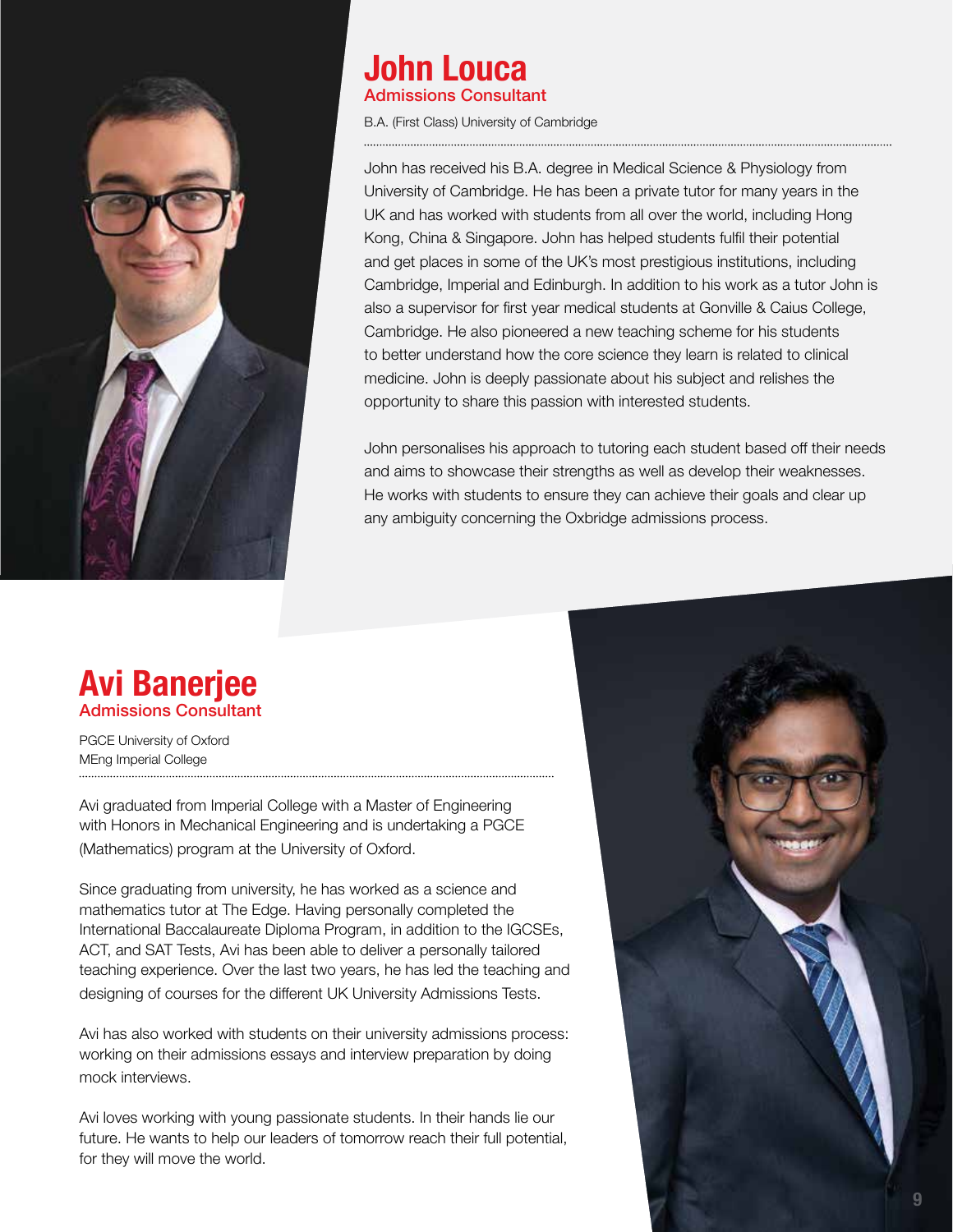## John Louca

### Admissions Consultant

B.A. (First Class) University of Cambridge

John has received his B.A. degree in Medical Science & Physiology from University of Cambridge. He has been a private tutor for many years in the UK and has worked with students from all over the world, including Hong Kong, China & Singapore. John has helped students fulfil their potential and get places in some of the UK's most prestigious institutions, including Cambridge, Imperial and Edinburgh. In addition to his work as a tutor John is also a supervisor for first year medical students at Gonville & Caius College, Cambridge. He also pioneered a new teaching scheme for his students to better understand how the core science they learn is related to clinical medicine. John is deeply passionate about his subject and relishes the opportunity to share this passion with interested students.

John personalises his approach to tutoring each student based off their needs and aims to showcase their strengths as well as develop their weaknesses. He works with students to ensure they can achieve their goals and clear up any ambiguity concerning the Oxbridge admissions process.

## Avi Banerjee

### Admissions Consultant

PGCE University of Oxford
MEng Imperial College

Avi graduated from Imperial College with a Master of Engineering with Honors in Mechanical Engineering and is undertaking a PGCE (Mathematics) program at the University of Oxford.

Since graduating from university, he has worked as a science and mathematics tutor at The Edge. Having personally completed the International Baccalaureate Diploma Program, in addition to the IGCSEs, ACT, and SAT Tests, Avi has been able to deliver a personally tailored teaching experience. Over the last two years, he has led the teaching and designing of courses for the different UK University Admissions Tests.

Avi has also worked with students on their university admissions process: working on their admissions essays and interview preparation by doing mock interviews.

Avi loves working with young passionate students. In their hands lie our future. He wants to help our leaders of tomorrow reach their full potential, for they will move the world.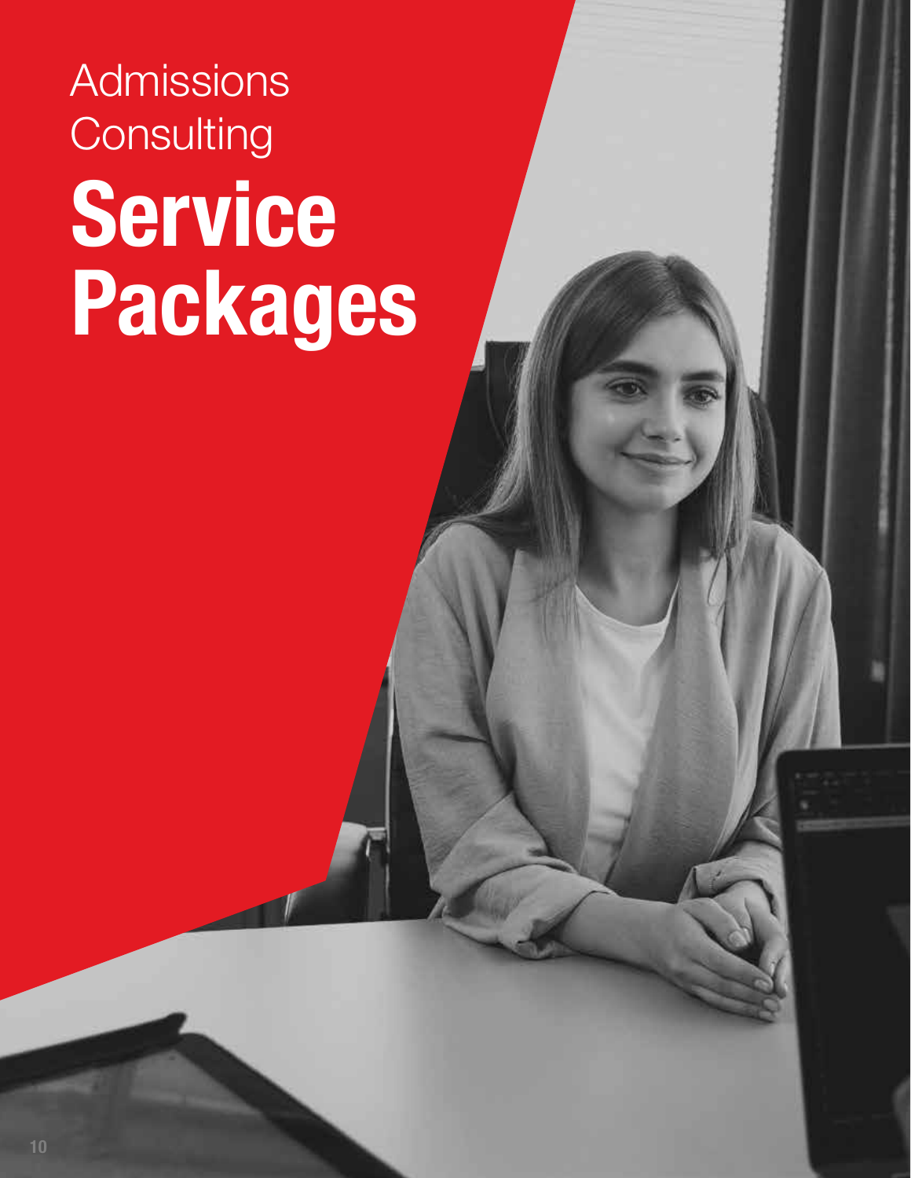Admissions Consulting

# Service Packages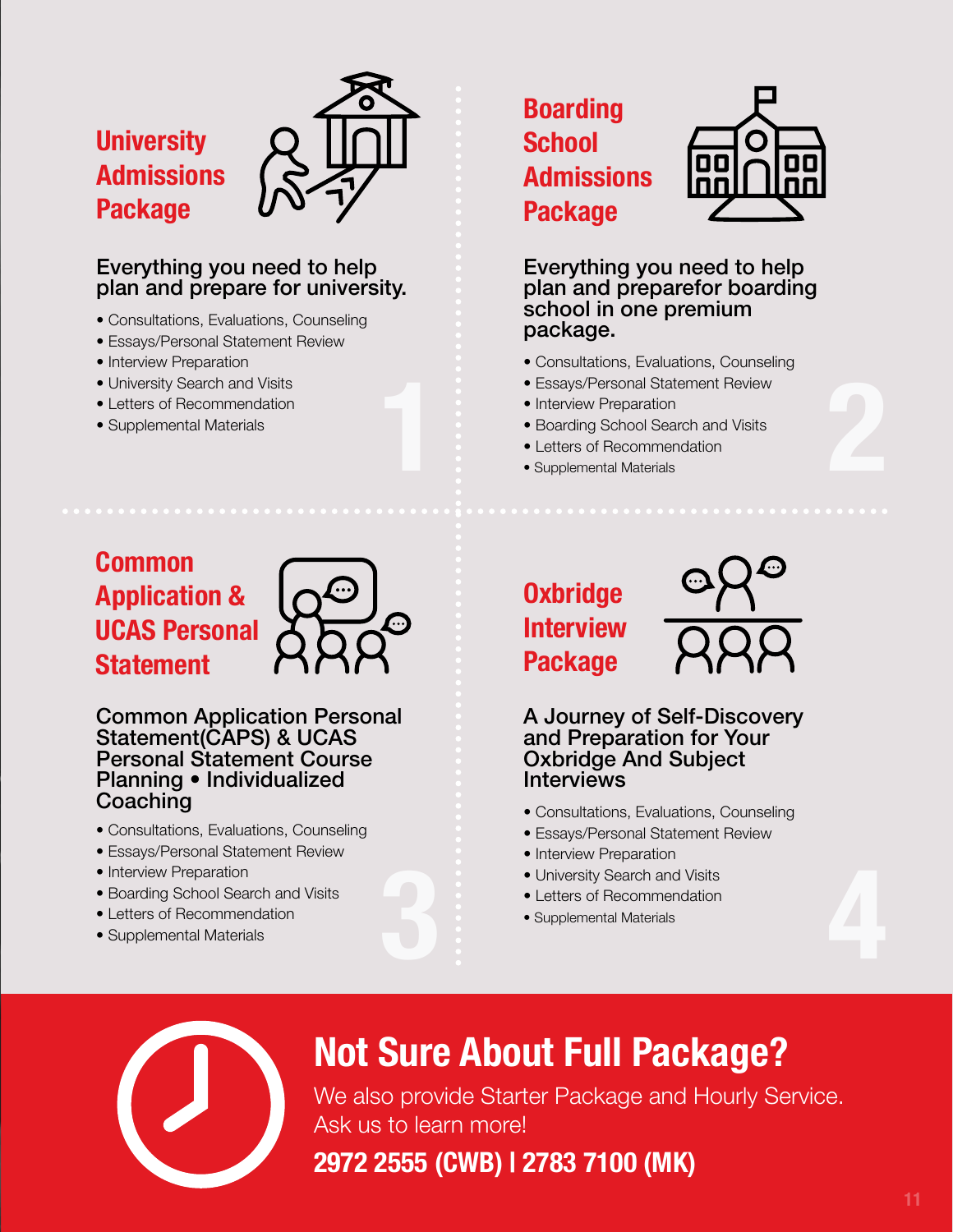## University Admissions Package

**Everything you need to help plan and prepare for university.**

- Consultations, Evaluations, Counseling
- Essays/Personal Statement Review
- Interview Preparation
- University Search and Visits
- Letters of Recommendation
- Supplemental Materials

1

## Boarding School Admissions Package

**Everything you need to help plan and preparefor boarding school in one premium package.**

- Consultations, Evaluations, Counseling
- Essays/Personal Statement Review
- Interview Preparation
- Boarding School Search and Visits
- Letters of Recommendation
- Supplemental Materials

2

## Common Application & UCAS Personal Statement

**Common Application Personal Statement(CAPS) & UCAS Personal Statement Course Planning • Individualized Coaching**

- Consultations, Evaluations, Counseling
- Essays/Personal Statement Review
- Interview Preparation
- Boarding School Search and Visits
- Letters of Recommendation
- Supplemental Materials

3

## Oxbridge Interview Package

**A Journey of Self-Discovery and Preparation for Your Oxbridge And Subject Interviews**

- Consultations, Evaluations, Counseling
- Essays/Personal Statement Review
- Interview Preparation
- University Search and Visits
- Letters of Recommendation
- Supplemental Materials

4

## Not Sure About Full Package?

We also provide Starter Package and Hourly Service. Ask us to learn more!

**2972 2555 (CWB) | 2783 7100 (MK)**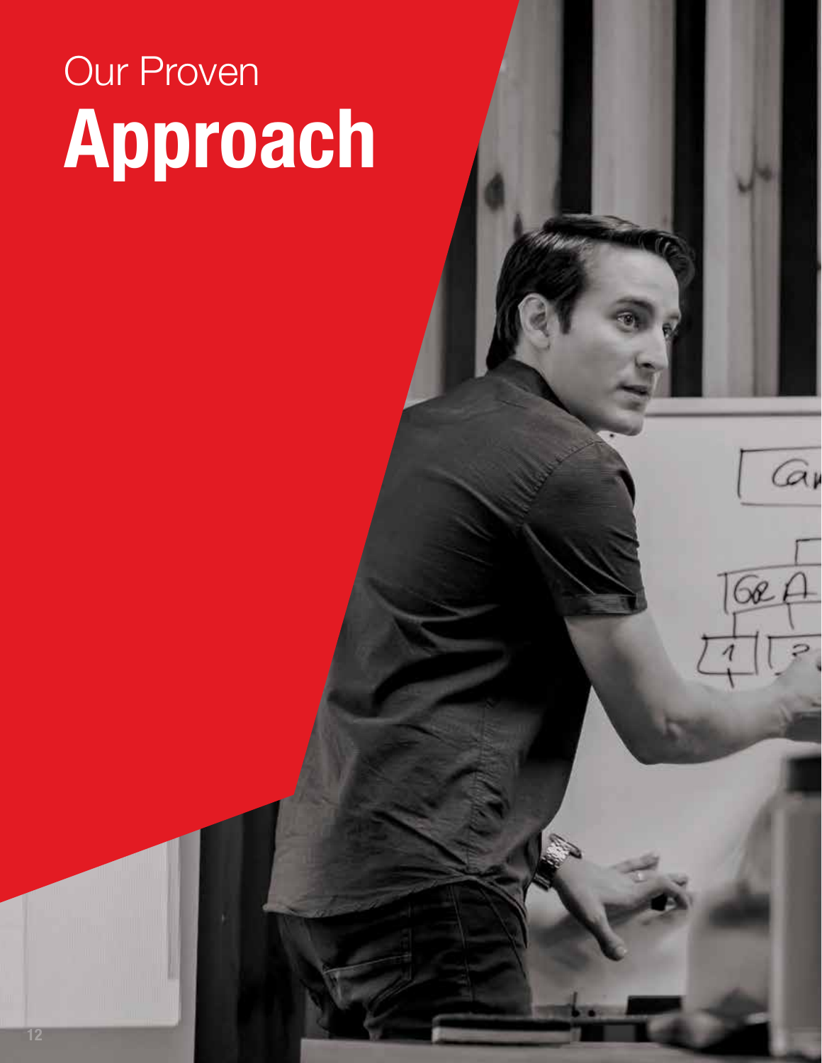# Our Proven **Approach**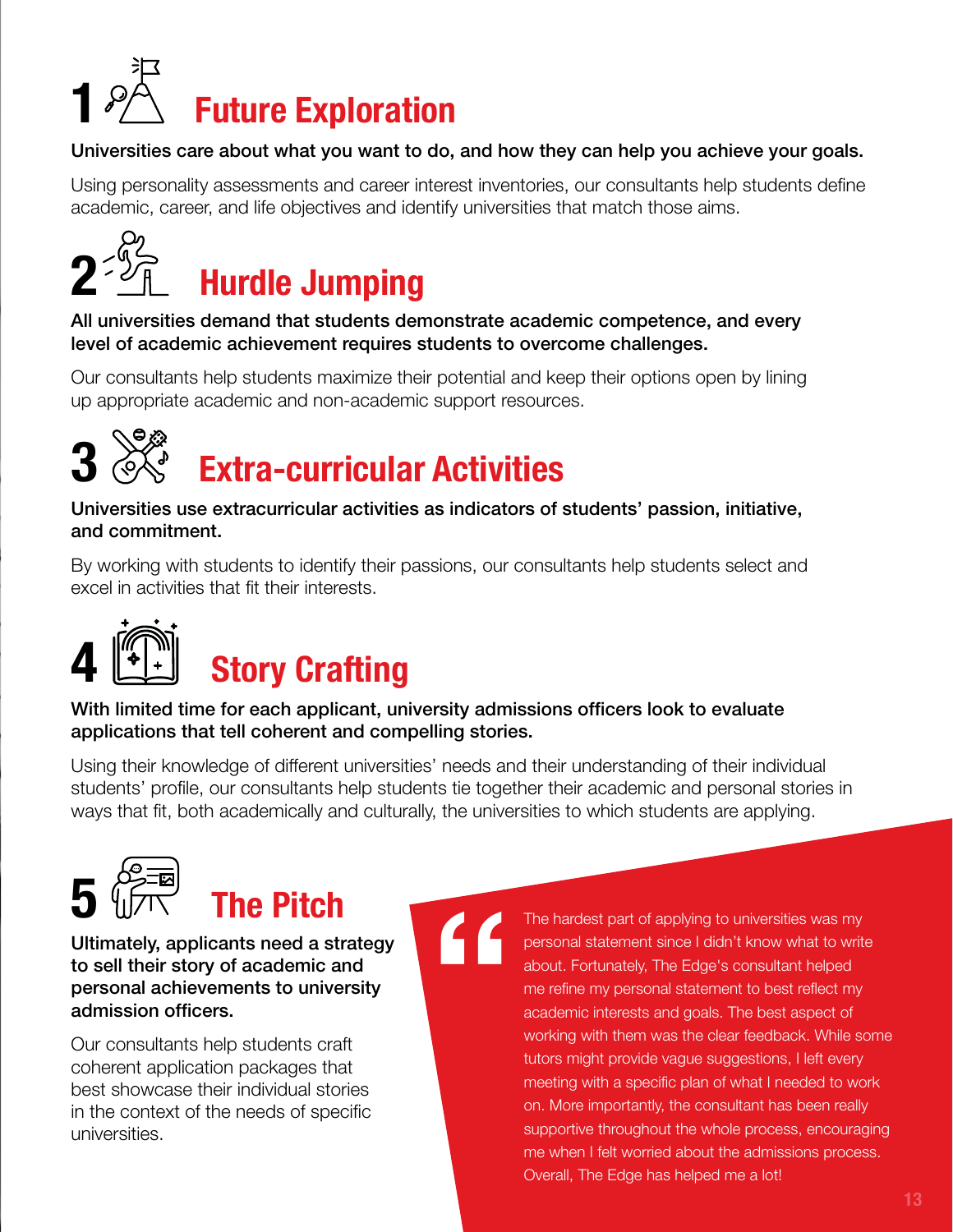## 1 Future Exploration

**Universities care about what you want to do, and how they can help you achieve your goals.**

Using personality assessments and career interest inventories, our consultants help students define academic, career, and life objectives and identify universities that match those aims.

## 2 Hurdle Jumping

**All universities demand that students demonstrate academic competence, and every level of academic achievement requires students to overcome challenges.**

Our consultants help students maximize their potential and keep their options open by lining up appropriate academic and non-academic support resources.

## 3 Extra-curricular Activities

**Universities use extracurricular activities as indicators of students' passion, initiative, and commitment.**

By working with students to identify their passions, our consultants help students select and excel in activities that fit their interests.

## 4 Story Crafting

**With limited time for each applicant, university admissions officers look to evaluate applications that tell coherent and compelling stories.**

Using their knowledge of different universities' needs and their understanding of their individual students' profile, our consultants help students tie together their academic and personal stories in ways that fit, both academically and culturally, the universities to which students are applying.

## 5 The Pitch

**Ultimately, applicants need a strategy to sell their story of academic and personal achievements to university admission officers.**

Our consultants help students craft coherent application packages that best showcase their individual stories in the context of the needs of specific universities.

> "The hardest part of applying to universities was my personal statement since I didn't know what to write about. Fortunately, The Edge's consultant helped me refine my personal statement to best reflect my academic interests and goals. The best aspect of working with them was the clear feedback. While some tutors might provide vague suggestions, I left every meeting with a specific plan of what I needed to work on. More importantly, the consultant has been really supportive throughout the whole process, encouraging me when I felt worried about the admissions process. Overall, The Edge has helped me a lot!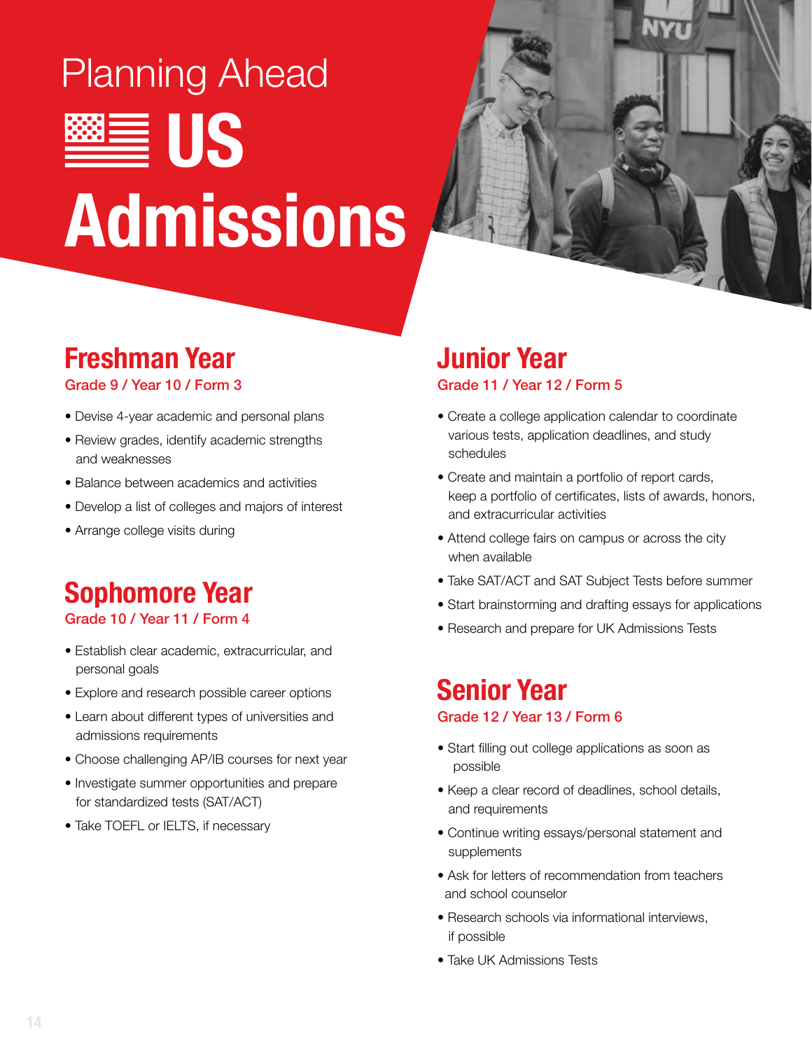# Planning Ahead US Admissions

## Freshman Year

Grade 9 / Year 10 / Form 3

- Devise 4-year academic and personal plans
- Review grades, identify academic strengths and weaknesses
- Balance between academics and activities
- Develop a list of colleges and majors of interest
- Arrange college visits during

## Sophomore Year

Grade 10 / Year 11 / Form 4

- Establish clear academic, extracurricular, and personal goals
- Explore and research possible career options
- Learn about different types of universities and admissions requirements
- Choose challenging AP/IB courses for next year
- Investigate summer opportunities and prepare for standardized tests (SAT/ACT)
- Take TOEFL or IELTS, if necessary

## Junior Year

Grade 11 / Year 12 / Form 5

- Create a college application calendar to coordinate various tests, application deadlines, and study schedules
- Create and maintain a portfolio of report cards, keep a portfolio of certificates, lists of awards, honors, and extracurricular activities
- Attend college fairs on campus or across the city when available
- Take SAT/ACT and SAT Subject Tests before summer
- Start brainstorming and drafting essays for applications
- Research and prepare for UK Admissions Tests

## Senior Year

Grade 12 / Year 13 / Form 6

- Start filling out college applications as soon as possible
- Keep a clear record of deadlines, school details, and requirements
- Continue writing essays/personal statement and supplements
- Ask for letters of recommendation from teachers and school counselor
- Research schools via informational interviews, if possible
- Take UK Admissions Tests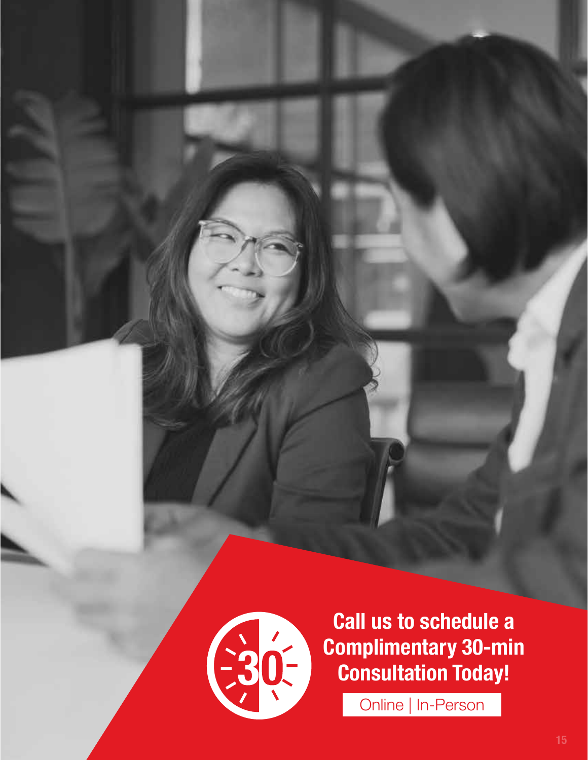**Call us to schedule a Complimentary 30-min Consultation Today!**

Online | In-Person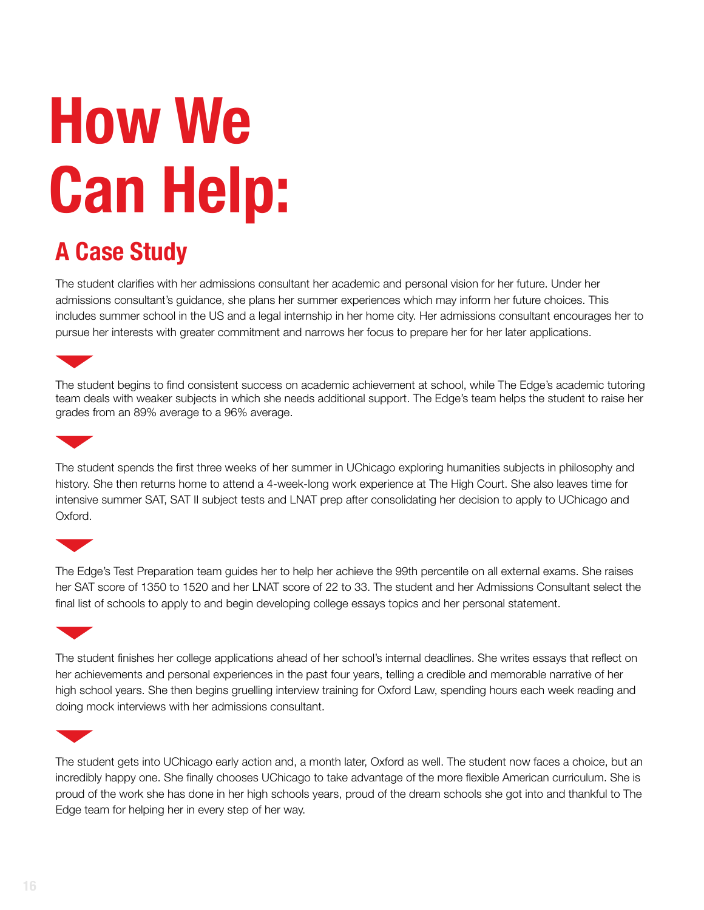# How We Can Help:

## A Case Study

The student clarifies with her admissions consultant her academic and personal vision for her future. Under her admissions consultant's guidance, she plans her summer experiences which may inform her future choices. This includes summer school in the US and a legal internship in her home city. Her admissions consultant encourages her to pursue her interests with greater commitment and narrows her focus to prepare her for her later applications.

The student begins to find consistent success on academic achievement at school, while The Edge's academic tutoring team deals with weaker subjects in which she needs additional support. The Edge's team helps the student to raise her grades from an 89% average to a 96% average.

The student spends the first three weeks of her summer in UChicago exploring humanities subjects in philosophy and history. She then returns home to attend a 4-week-long work experience at The High Court. She also leaves time for intensive summer SAT, SAT II subject tests and LNAT prep after consolidating her decision to apply to UChicago and Oxford.

The Edge's Test Preparation team guides her to help her achieve the 99th percentile on all external exams. She raises her SAT score of 1350 to 1520 and her LNAT score of 22 to 33. The student and her Admissions Consultant select the final list of schools to apply to and begin developing college essays topics and her personal statement.

The student finishes her college applications ahead of her school's internal deadlines. She writes essays that reflect on her achievements and personal experiences in the past four years, telling a credible and memorable narrative of her high school years. She then begins gruelling interview training for Oxford Law, spending hours each week reading and doing mock interviews with her admissions consultant.

The student gets into UChicago early action and, a month later, Oxford as well. The student now faces a choice, but an incredibly happy one. She finally chooses UChicago to take advantage of the more flexible American curriculum. She is proud of the work she has done in her high schools years, proud of the dream schools she got into and thankful to The Edge team for helping her in every step of her way.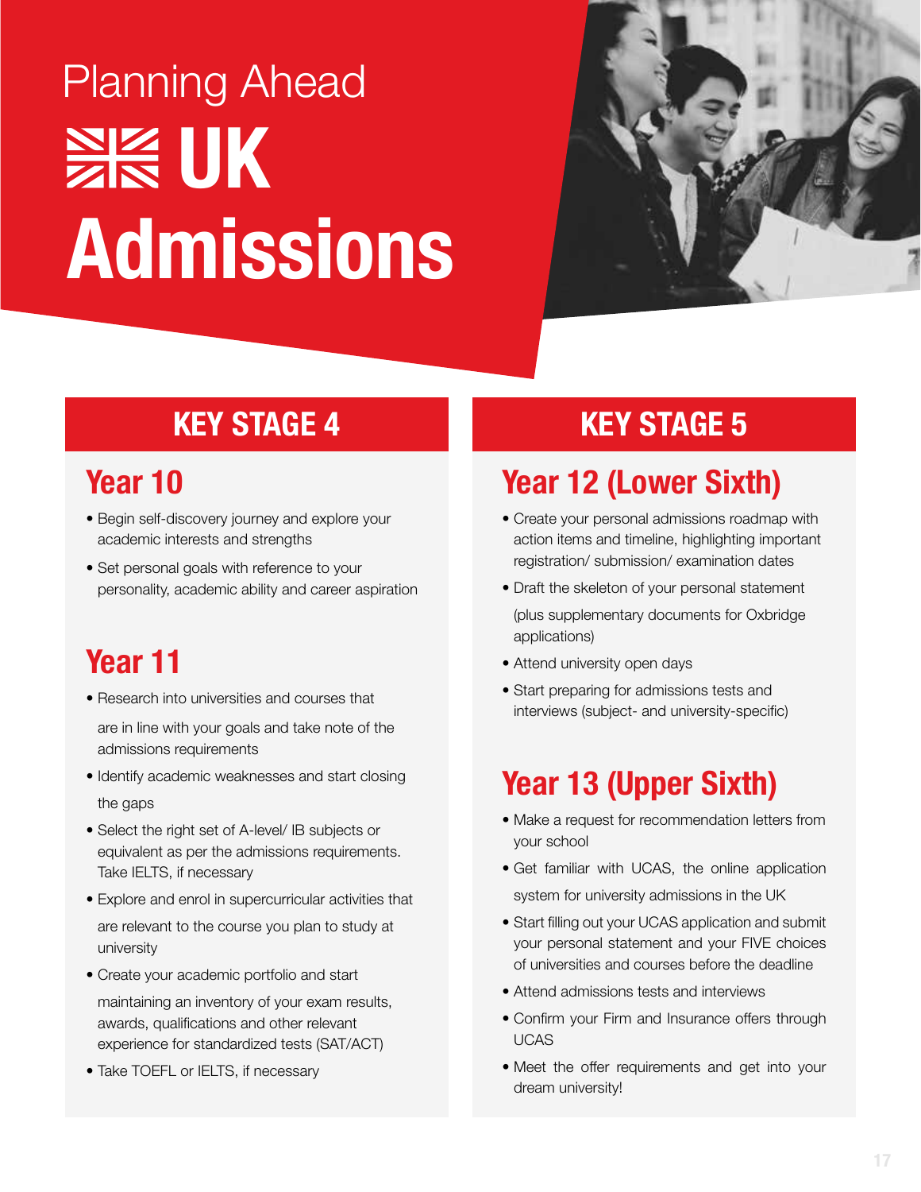# Planning Ahead UK Admissions

## KEY STAGE 4

### Year 10

- Begin self-discovery journey and explore your academic interests and strengths
- Set personal goals with reference to your personality, academic ability and career aspiration

### Year 11

- Research into universities and courses that are in line with your goals and take note of the admissions requirements
- Identify academic weaknesses and start closing the gaps
- Select the right set of A-level/ IB subjects or equivalent as per the admissions requirements. Take IELTS, if necessary
- Explore and enrol in supercurricular activities that are relevant to the course you plan to study at university
- Create your academic portfolio and start maintaining an inventory of your exam results, awards, qualifications and other relevant experience for standardized tests (SAT/ACT)
- Take TOEFL or IELTS, if necessary

## KEY STAGE 5

### Year 12 (Lower Sixth)

- Create your personal admissions roadmap with action items and timeline, highlighting important registration/ submission/ examination dates
- Draft the skeleton of your personal statement (plus supplementary documents for Oxbridge applications)
- Attend university open days
- Start preparing for admissions tests and interviews (subject- and university-specific)

### Year 13 (Upper Sixth)

- Make a request for recommendation letters from your school
- Get familiar with UCAS, the online application system for university admissions in the UK
- Start filling out your UCAS application and submit your personal statement and your FIVE choices of universities and courses before the deadline
- Attend admissions tests and interviews
- Confirm your Firm and Insurance offers through UCAS
- Meet the offer requirements and get into your dream university!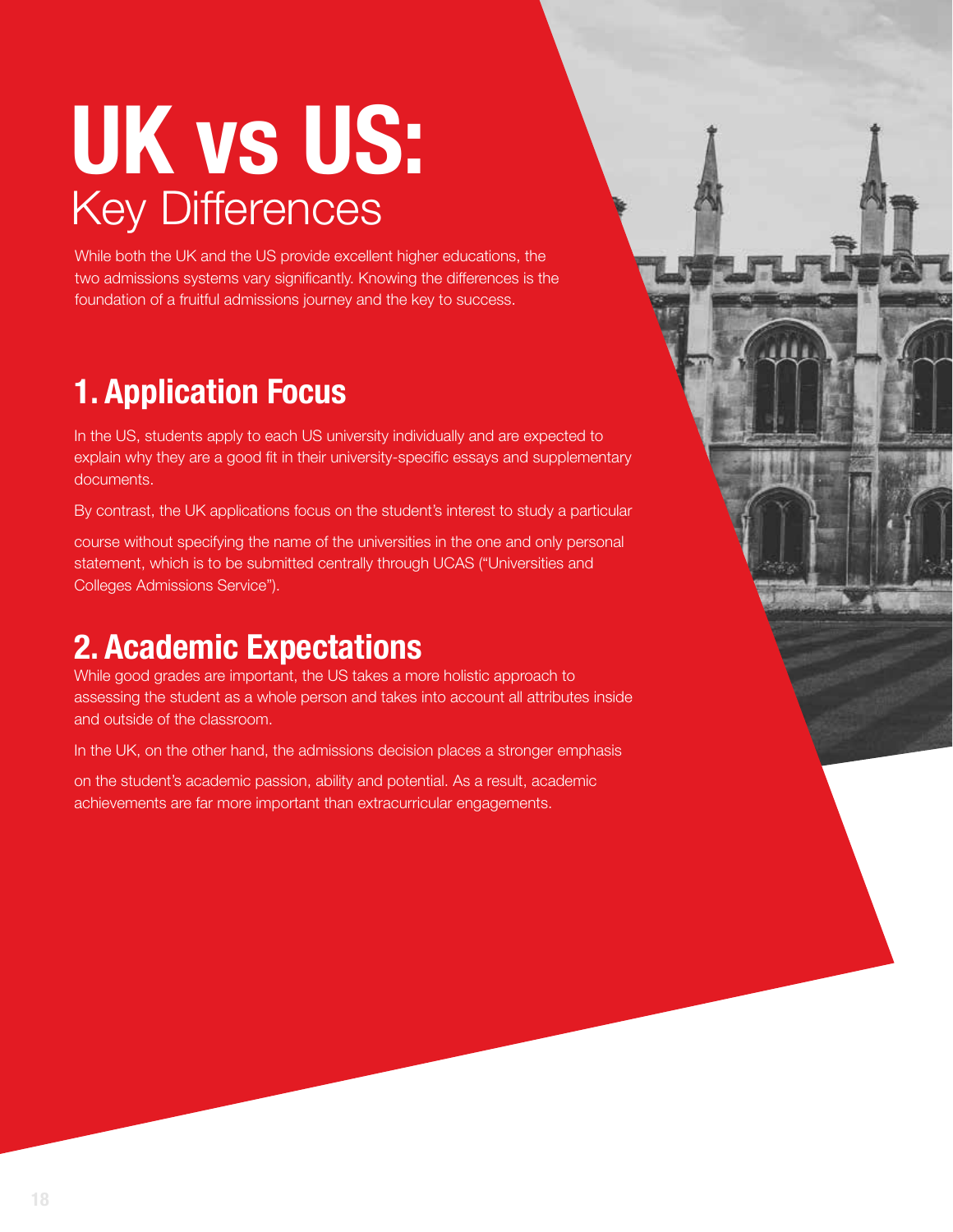# UK vs US:
## Key Differences

While both the UK and the US provide excellent higher educations, the two admissions systems vary significantly. Knowing the differences is the foundation of a fruitful admissions journey and the key to success.

## 1. Application Focus

In the US, students apply to each US university individually and are expected to explain why they are a good fit in their university-specific essays and supplementary documents.

By contrast, the UK applications focus on the student's interest to study a particular course without specifying the name of the universities in the one and only personal statement, which is to be submitted centrally through UCAS ("Universities and Colleges Admissions Service").

## 2. Academic Expectations

While good grades are important, the US takes a more holistic approach to assessing the student as a whole person and takes into account all attributes inside and outside of the classroom.

In the UK, on the other hand, the admissions decision places a stronger emphasis on the student's academic passion, ability and potential. As a result, academic achievements are far more important than extracurricular engagements.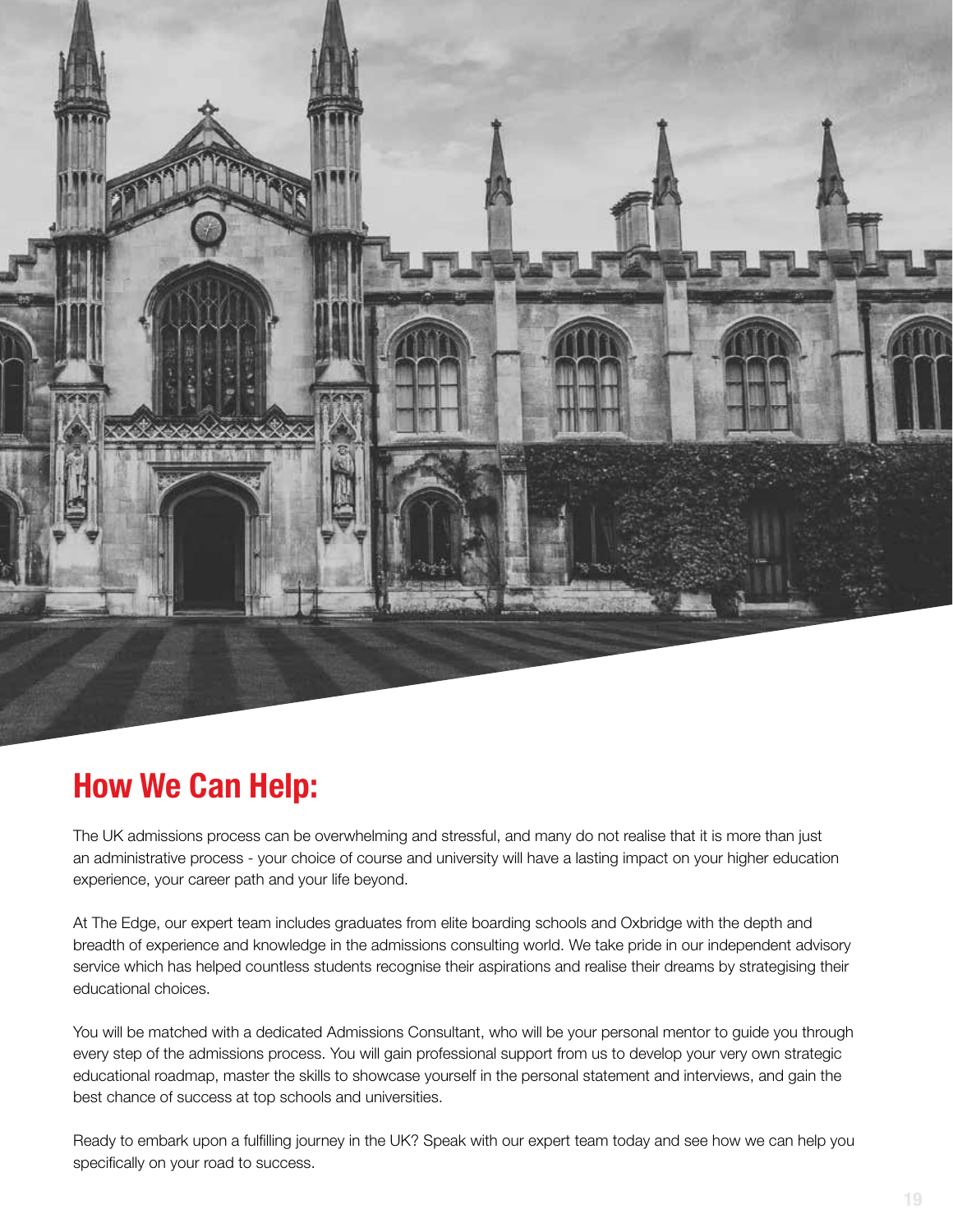## How We Can Help:

The UK admissions process can be overwhelming and stressful, and many do not realise that it is more than just an administrative process - your choice of course and university will have a lasting impact on your higher education experience, your career path and your life beyond.

At The Edge, our expert team includes graduates from elite boarding schools and Oxbridge with the depth and breadth of experience and knowledge in the admissions consulting world. We take pride in our independent advisory service which has helped countless students recognise their aspirations and realise their dreams by strategising their educational choices.

You will be matched with a dedicated Admissions Consultant, who will be your personal mentor to guide you through every step of the admissions process. You will gain professional support from us to develop your very own strategic educational roadmap, master the skills to showcase yourself in the personal statement and interviews, and gain the best chance of success at top schools and universities.

Ready to embark upon a fulfilling journey in the UK? Speak with our expert team today and see how we can help you specifically on your road to success.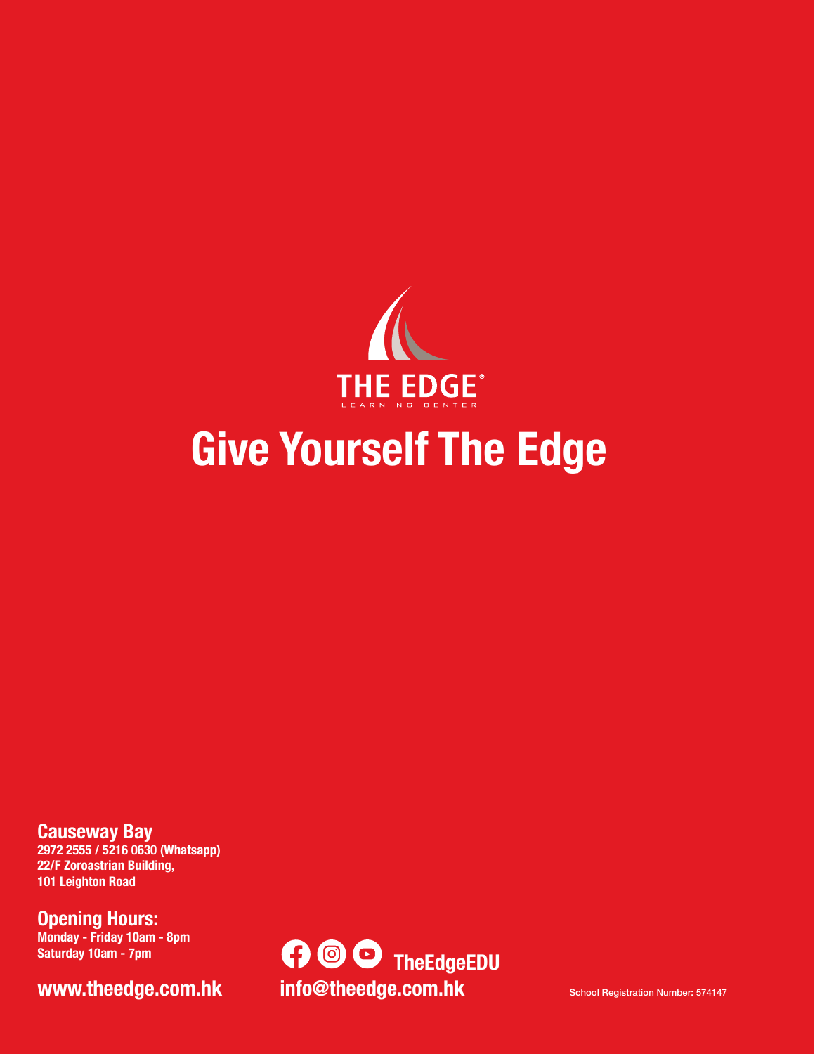THE EDGE®

LEARNING CENTER

# Give Yourself The Edge

**Causeway Bay**

**2972 2555 / 5216 0630 (Whatsapp)**
**22/F Zoroastrian Building,**
**101 Leighton Road**

**Opening Hours:**

**Monday - Friday 10am - 8pm**
**Saturday 10am - 7pm**

**www.theedge.com.hk**

**TheEdgeEDU**

**info@theedge.com.hk**

School Registration Number: 574147